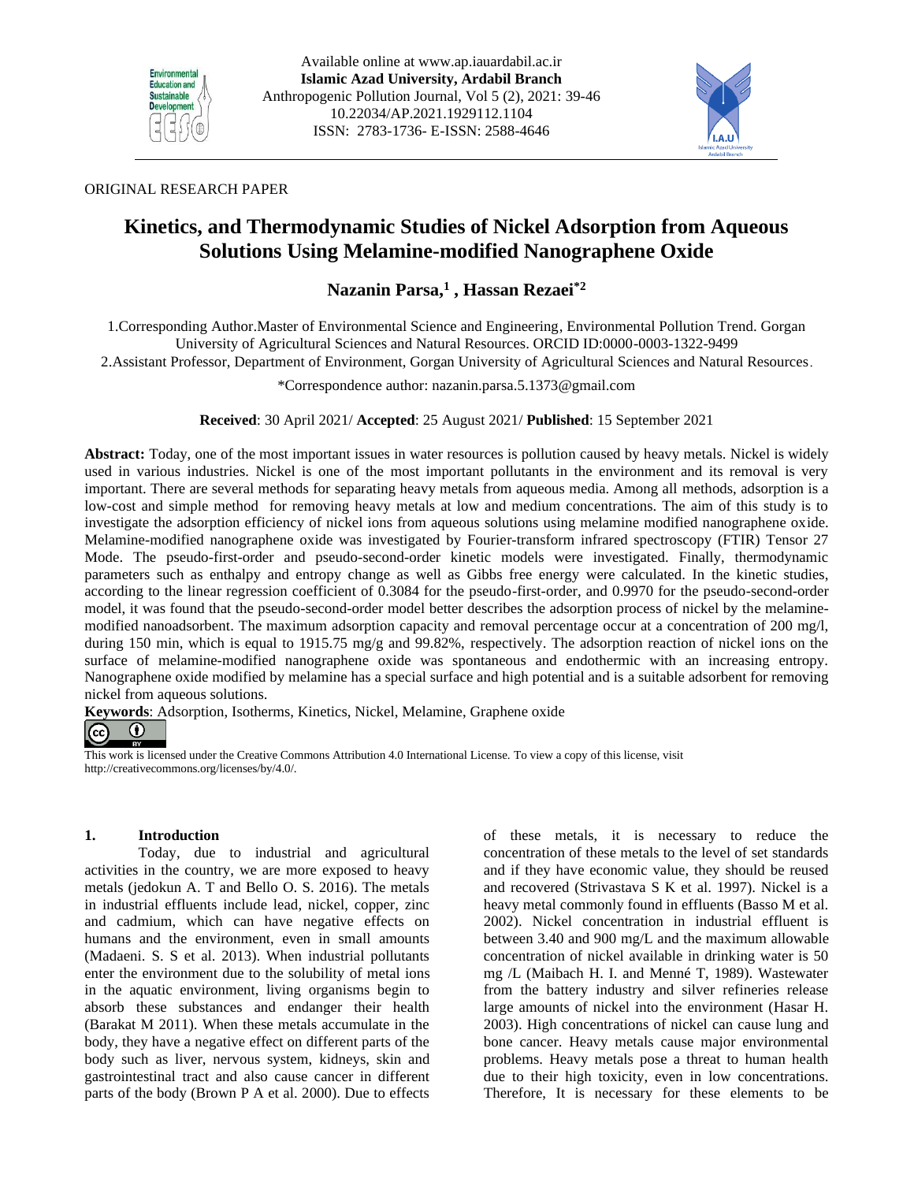ORIGINAL RESEARCH PAPER

# Kinetics, and Thermodynamic Studies of Nickel Adsorption from Aqueous Solutions Using Melamine-modified Nanographene Oxide

**Nazanin Parsa,[1] , Hassan Rezaei[*2]**

1.Corresponding Author.Master of Environmental Science and Engineering, Environmental Pollution Trend. Gorgan University of Agricultural Sciences and Natural Resources. ORCID ID:0000-0003-1322-9499

2.Assistant Professor, Department of Environment, Gorgan University of Agricultural Sciences and Natural Resources.

*Correspondence author: nazanin.parsa.5.1373@gmail.com

**Received**: 30 April 2021/ **Accepted**: 25 August 2021/ **Published**: 15 September 2021

**Abstract:** Today, one of the most important issues in water resources is pollution caused by heavy metals. Nickel is widely used in various industries. Nickel is one of the most important pollutants in the environment and its removal is very important. There are several methods for separating heavy metals from aqueous media. Among all methods, adsorption is a low-cost and simple method for removing heavy metals at low and medium concentrations. The aim of this study is to investigate the adsorption efficiency of nickel ions from aqueous solutions using melamine modified nanographene oxide. Melamine-modified nanographene oxide was investigated by Fourier-transform infrared spectroscopy (FTIR) Tensor 27 Mode. The pseudo-first-order and pseudo-second-order kinetic models were investigated. Finally, thermodynamic parameters such as enthalpy and entropy change as well as Gibbs free energy were calculated. In the kinetic studies, according to the linear regression coefficient of 0.3084 for the pseudo-first-order, and 0.9970 for the pseudo-second-order model, it was found that the pseudo-second-order model better describes the adsorption process of nickel by the melamine-modified nanoadsorbent. The maximum adsorption capacity and removal percentage occur at a concentration of 200 mg/l, during 150 min, which is equal to 1915.75 mg/g and 99.82%, respectively. The adsorption reaction of nickel ions on the surface of melamine-modified nanographene oxide was spontaneous and endothermic with an increasing entropy. Nanographene oxide modified by melamine has a special surface and high potential and is a suitable adsorbent for removing nickel from aqueous solutions.

**Keywords**: Adsorption, Isotherms, Kinetics, Nickel, Melamine, Graphene oxide

This work is licensed under the Creative Commons Attribution 4.0 International License. To view a copy of this license, visit http://creativecommons.org/licenses/by/4.0/.

## 1. Introduction

Today, due to industrial and agricultural activities in the country, we are more exposed to heavy metals (jedokun A. T and Bello O. S. 2016). The metals in industrial effluents include lead, nickel, copper, zinc and cadmium, which can have negative effects on humans and the environment, even in small amounts (Madaeni. S. S et al. 2013). When industrial pollutants enter the environment due to the solubility of metal ions in the aquatic environment, living organisms begin to absorb these substances and endanger their health (Barakat M 2011). When these metals accumulate in the body, they have a negative effect on different parts of the body such as liver, nervous system, kidneys, skin and gastrointestinal tract and also cause cancer in different parts of the body (Brown P A et al. 2000). Due to effects of these metals, it is necessary to reduce the concentration of these metals to the level of set standards and if they have economic value, they should be reused and recovered (Strivastava S K et al. 1997). Nickel is a heavy metal commonly found in effluents (Basso M et al. 2002). Nickel concentration in industrial effluent is between 3.40 and 900 mg/L and the maximum allowable concentration of nickel available in drinking water is 50 mg /L (Maibach H. I. and Menné T, 1989). Wastewater from the battery industry and silver refineries release large amounts of nickel into the environment (Hasar H. 2003). High concentrations of nickel can cause lung and bone cancer. Heavy metals cause major environmental problems. Heavy metals pose a threat to human health due to their high toxicity, even in low concentrations. Therefore, It is necessary for these elements to be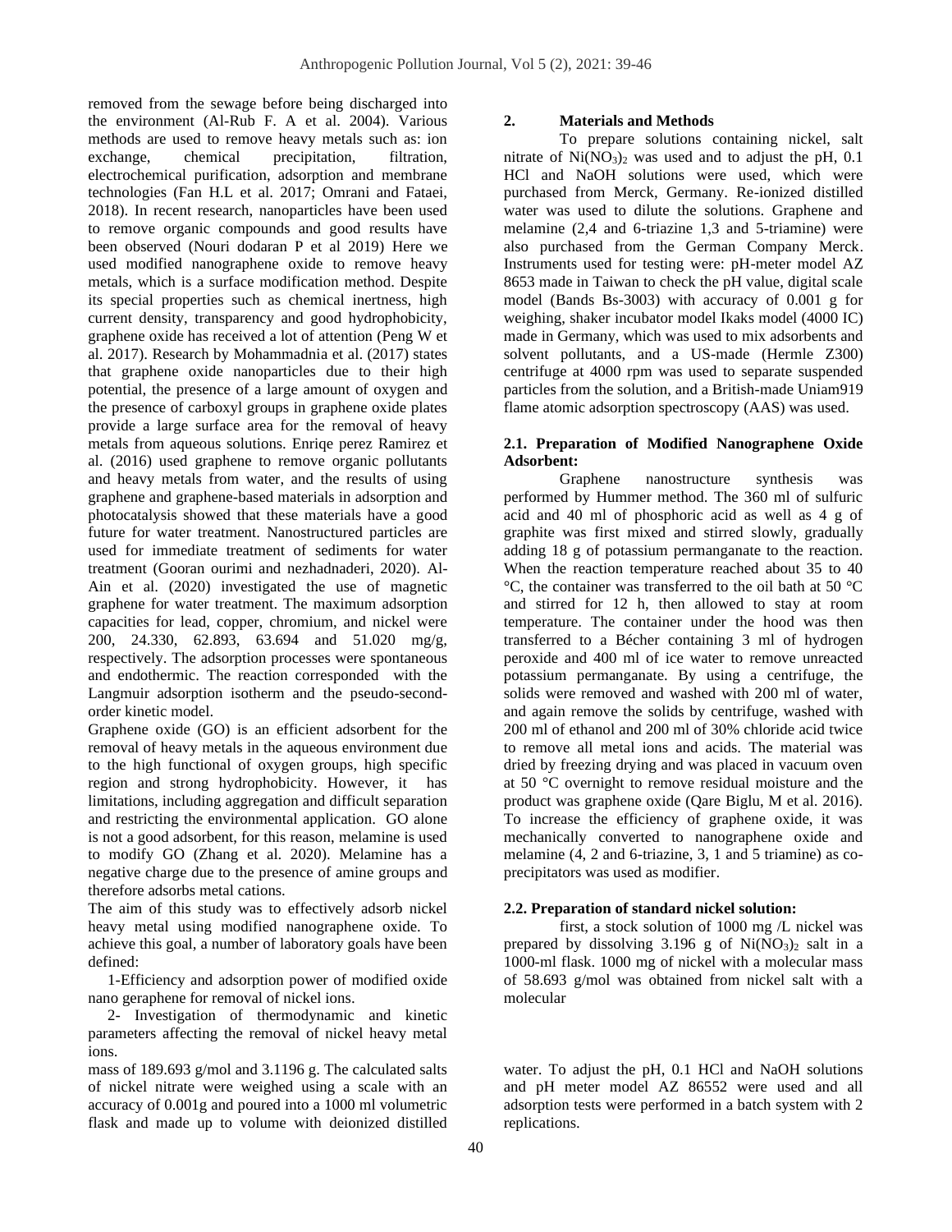removed from the sewage before being discharged into the environment (Al-Rub F. A et al. 2004). Various methods are used to remove heavy metals such as: ion exchange, chemical precipitation, filtration, electrochemical purification, adsorption and membrane technologies (Fan H.L et al. 2017; Omrani and Fataei, 2018). In recent research, nanoparticles have been used to remove organic compounds and good results have been observed (Nouri dodaran P et al 2019) Here we used modified nanographene oxide to remove heavy metals, which is a surface modification method. Despite its special properties such as chemical inertness, high current density, transparency and good hydrophobicity, graphene oxide has received a lot of attention (Peng W et al. 2017). Research by Mohammadnia et al. (2017) states that graphene oxide nanoparticles due to their high potential, the presence of a large amount of oxygen and the presence of carboxyl groups in graphene oxide plates provide a large surface area for the removal of heavy metals from aqueous solutions. Enriqe perez Ramirez et al. (2016) used graphene to remove organic pollutants and heavy metals from water, and the results of using graphene and graphene-based materials in adsorption and photocatalysis showed that these materials have a good future for water treatment. Nanostructured particles are used for immediate treatment of sediments for water treatment (Gooran ourimi and nezhadnaderi, 2020). Al-Ain et al. (2020) investigated the use of magnetic graphene for water treatment. The maximum adsorption capacities for lead, copper, chromium, and nickel were 200, 24.330, 62.893, 63.694 and 51.020 mg/g, respectively. The adsorption processes were spontaneous and endothermic. The reaction corresponded with the Langmuir adsorption isotherm and the pseudo-second-order kinetic model.

Graphene oxide (GO) is an efficient adsorbent for the removal of heavy metals in the aqueous environment due to the high functional of oxygen groups, high specific region and strong hydrophobicity. However, it has limitations, including aggregation and difficult separation and restricting the environmental application. GO alone is not a good adsorbent, for this reason, melamine is used to modify GO (Zhang et al. 2020). Melamine has a negative charge due to the presence of amine groups and therefore adsorbs metal cations.

The aim of this study was to effectively adsorb nickel heavy metal using modified nanographene oxide. To achieve this goal, a number of laboratory goals have been defined:

1-Efficiency and adsorption power of modified oxide nano geraphene for removal of nickel ions.

2- Investigation of thermodynamic and kinetic parameters affecting the removal of nickel heavy metal ions.

## 2. Materials and Methods

To prepare solutions containing nickel, salt nitrate of $Ni(NO_3)_2$ was used and to adjust the pH, 0.1 HCl and NaOH solutions were used, which were purchased from Merck, Germany. Re-ionized distilled water was used to dilute the solutions. Graphene and melamine (2,4 and 6-triazine 1,3 and 5-triamine) were also purchased from the German Company Merck. Instruments used for testing were: pH-meter model AZ 8653 made in Taiwan to check the pH value, digital scale model (Bands Bs-3003) with accuracy of 0.001 g for weighing, shaker incubator model Ikaks model (4000 IC) made in Germany, which was used to mix adsorbents and solvent pollutants, and a US-made (Hermle Z300) centrifuge at 4000 rpm was used to separate suspended particles from the solution, and a British-made Uniam919 flame atomic adsorption spectroscopy (AAS) was used.

### 2.1. Preparation of Modified Nanographene Oxide Adsorbent:

Graphene nanostructure synthesis was performed by Hummer method. The 360 ml of sulfuric acid and 40 ml of phosphoric acid as well as 4 g of graphite was first mixed and stirred slowly, gradually adding 18 g of potassium permanganate to the reaction. When the reaction temperature reached about 35 to 40 °C, the container was transferred to the oil bath at 50 °C and stirred for 12 h, then allowed to stay at room temperature. The container under the hood was then transferred to a Bécher containing 3 ml of hydrogen peroxide and 400 ml of ice water to remove unreacted potassium permanganate. By using a centrifuge, the solids were removed and washed with 200 ml of water, and again remove the solids by centrifuge, washed with 200 ml of ethanol and 200 ml of 30% chloride acid twice to remove all metal ions and acids. The material was dried by freezing drying and was placed in vacuum oven at 50 °C overnight to remove residual moisture and the product was graphene oxide (Qare Biglu, M et al. 2016). To increase the efficiency of graphene oxide, it was mechanically converted to nanographene oxide and melamine (4, 2 and 6-triazine, 3, 1 and 5 triamine) as co-precipitators was used as modifier.

### 2.2. Preparation of standard nickel solution:

first, a stock solution of 1000 mg /L nickel was prepared by dissolving 3.196 g of $Ni(NO_3)_2$ salt in a 1000-ml flask. 1000 mg of nickel with a molecular mass of 58.693 g/mol was obtained from nickel salt with a molecular mass of 189.693 g/mol and 3.1196 g. The calculated salts of nickel nitrate were weighed using a scale with an accuracy of 0.001g and poured into a 1000 ml volumetric flask and made up to volume with deionized distilled water. To adjust the pH, 0.1 HCl and NaOH solutions and pH meter model AZ 86552 were used and all adsorption tests were performed in a batch system with 2 replications.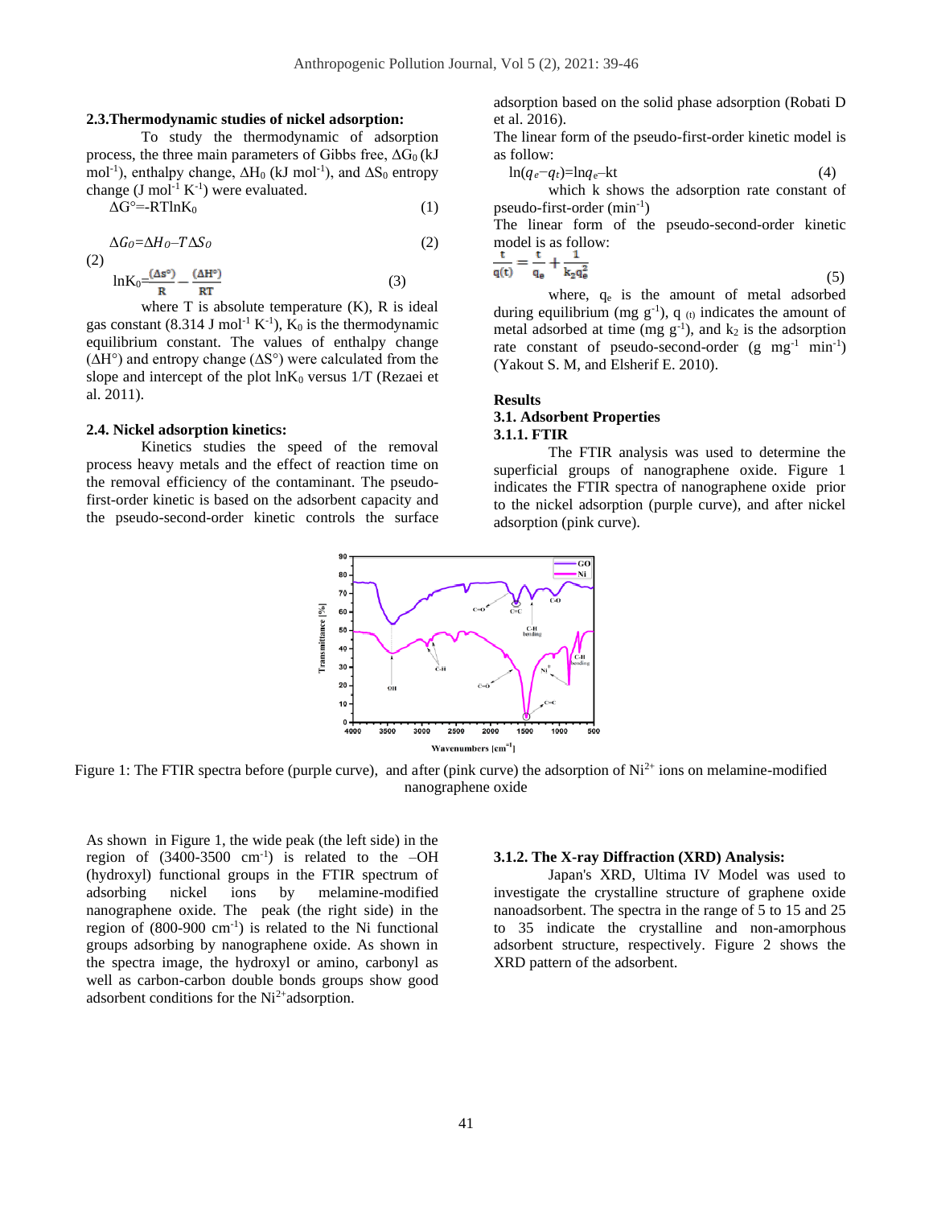### 2.3. Thermodynamic studies of nickel adsorption:

To study the thermodynamic of adsorption process, the three main parameters of Gibbs free, $\Delta G_0$ (kJ mol$^{-1}$), enthalpy change, $\Delta H_0$ (kJ mol$^{-1}$), and $\Delta S_0$ entropy change (J mol$^{-1}$ K$^{-1}$) were evaluated.

$$\Delta G° = -RT\ln K_0 \quad (1)$$

$$\Delta G_0 = \Delta H_0 - T\Delta S_0 \quad (2)$$

(2)

$$\ln K_0 = \frac{(\Delta s°)}{R} - \frac{(\Delta H°)}{RT} \quad (3)$$

where T is absolute temperature (K), R is ideal gas constant (8.314 J mol$^{-1}$ K$^{-1}$), $K_0$ is the thermodynamic equilibrium constant. The values of enthalpy change ($\Delta H°$) and entropy change ($\Delta S°$) were calculated from the slope and intercept of the plot $\ln K_0$ versus 1/T (Rezaei et al. 2011).

### 2.4. Nickel adsorption kinetics:

Kinetics studies the speed of the removal process heavy metals and the effect of reaction time on the removal efficiency of the contaminant. The pseudo-first-order kinetic is based on the adsorbent capacity and the pseudo-second-order kinetic controls the surface adsorption based on the solid phase adsorption (Robati D et al. 2016).

The linear form of the pseudo-first-order kinetic model is as follow:

$$\ln(q_e - q_t) = \ln q_e - kt \quad (4)$$

which k shows the adsorption rate constant of pseudo-first-order (min$^{-1}$)

The linear form of the pseudo-second-order kinetic model is as follow:

$$\frac{t}{q(t)} = \frac{t}{q_e} + \frac{1}{k_2 q_e^2} \quad (5)$$

where, $q_e$ is the amount of metal adsorbed during equilibrium (mg g$^{-1}$), $q_{(t)}$ indicates the amount of metal adsorbed at time (mg g$^{-1}$), and $k_2$ is the adsorption rate constant of pseudo-second-order (g mg$^{-1}$ min$^{-1}$) (Yakout S. M, and Elsherif E. 2010).

## Results

### 3.1. Adsorbent Properties

#### 3.1.1. FTIR

The FTIR analysis was used to determine the superficial groups of nanographene oxide. Figure 1 indicates the FTIR spectra of nanographene oxide prior to the nickel adsorption (purple curve), and after nickel adsorption (pink curve).

Figure 1: The FTIR spectra before (purple curve), and after (pink curve) the adsorption of $Ni^{2+}$ ions on melamine-modified nanographene oxide

As shown in Figure 1, the wide peak (the left side) in the region of (3400-3500 cm$^{-1}$) is related to the –OH (hydroxyl) functional groups in the FTIR spectrum of adsorbing nickel ions by melamine-modified nanographene oxide. The peak (the right side) in the region of (800-900 cm$^{-1}$) is related to the Ni functional groups adsorbing by nanographene oxide. As shown in the spectra image, the hydroxyl or amino, carbonyl as well as carbon-carbon double bonds groups show good adsorbent conditions for the $Ni^{2+}$adsorption.

#### 3.1.2. The X-ray Diffraction (XRD) Analysis:

Japan's XRD, Ultima IV Model was used to investigate the crystalline structure of graphene oxide nanoadsorbent. The spectra in the range of 5 to 15 and 25 to 35 indicate the crystalline and non-amorphous adsorbent structure, respectively. Figure 2 shows the XRD pattern of the adsorbent.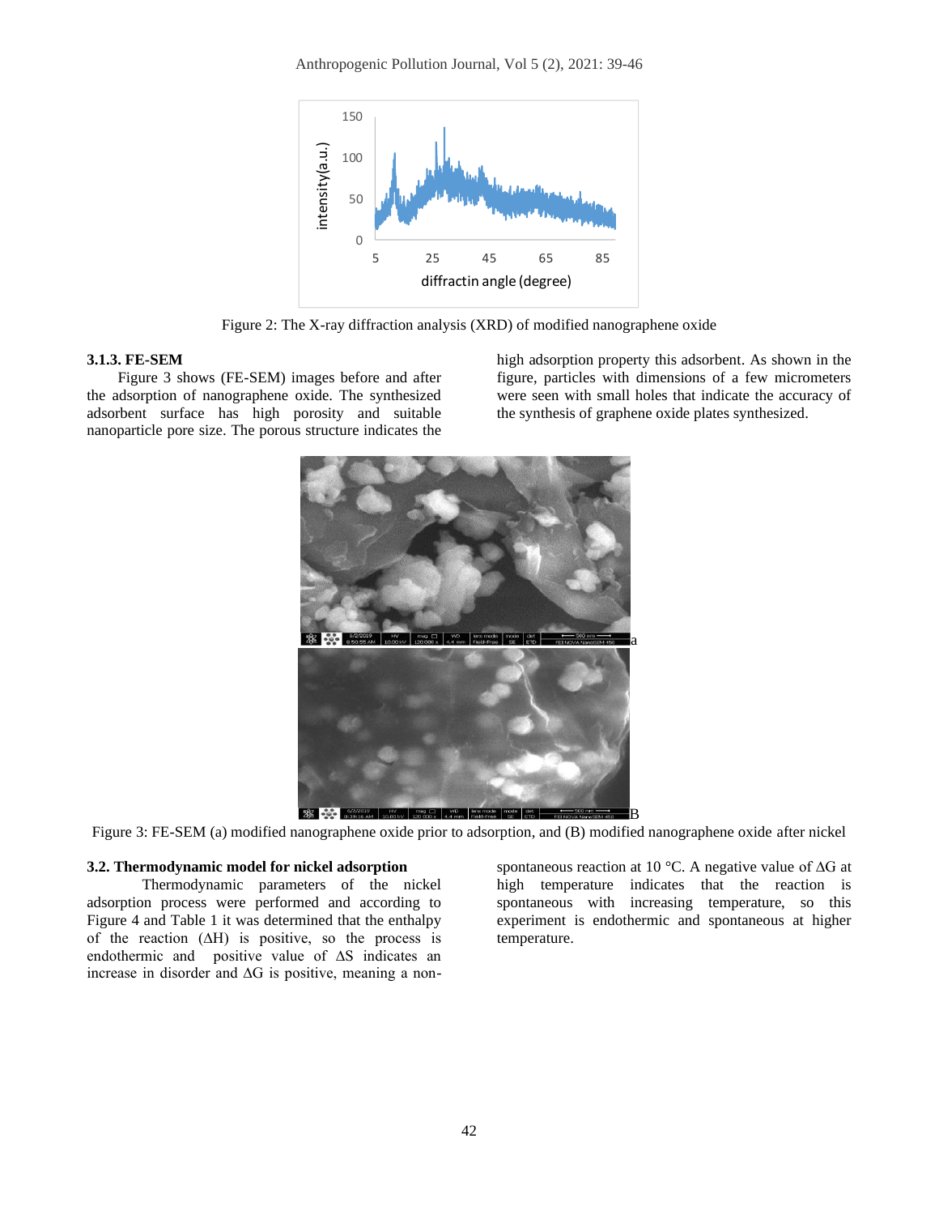Figure 2: The X-ray diffraction analysis (XRD) of modified nanographene oxide

### 3.1.3. FE-SEM

Figure 3 shows (FE-SEM) images before and after the adsorption of nanographene oxide. The synthesized adsorbent surface has high porosity and suitable nanoparticle pore size. The porous structure indicates the high adsorption property this adsorbent. As shown in the figure, particles with dimensions of a few micrometers were seen with small holes that indicate the accuracy of the synthesis of graphene oxide plates synthesized.

Figure 3: FE-SEM (a) modified nanographene oxide prior to adsorption, and (B) modified nanographene oxide after nickel

### 3.2. Thermodynamic model for nickel adsorption

Thermodynamic parameters of the nickel adsorption process were performed and according to Figure 4 and Table 1 it was determined that the enthalpy of the reaction (ΔH) is positive, so the process is endothermic and positive value of ΔS indicates an increase in disorder and ΔG is positive, meaning a non-spontaneous reaction at 10 °C. A negative value of ΔG at high temperature indicates that the reaction is spontaneous with increasing temperature, so this experiment is endothermic and spontaneous at higher temperature.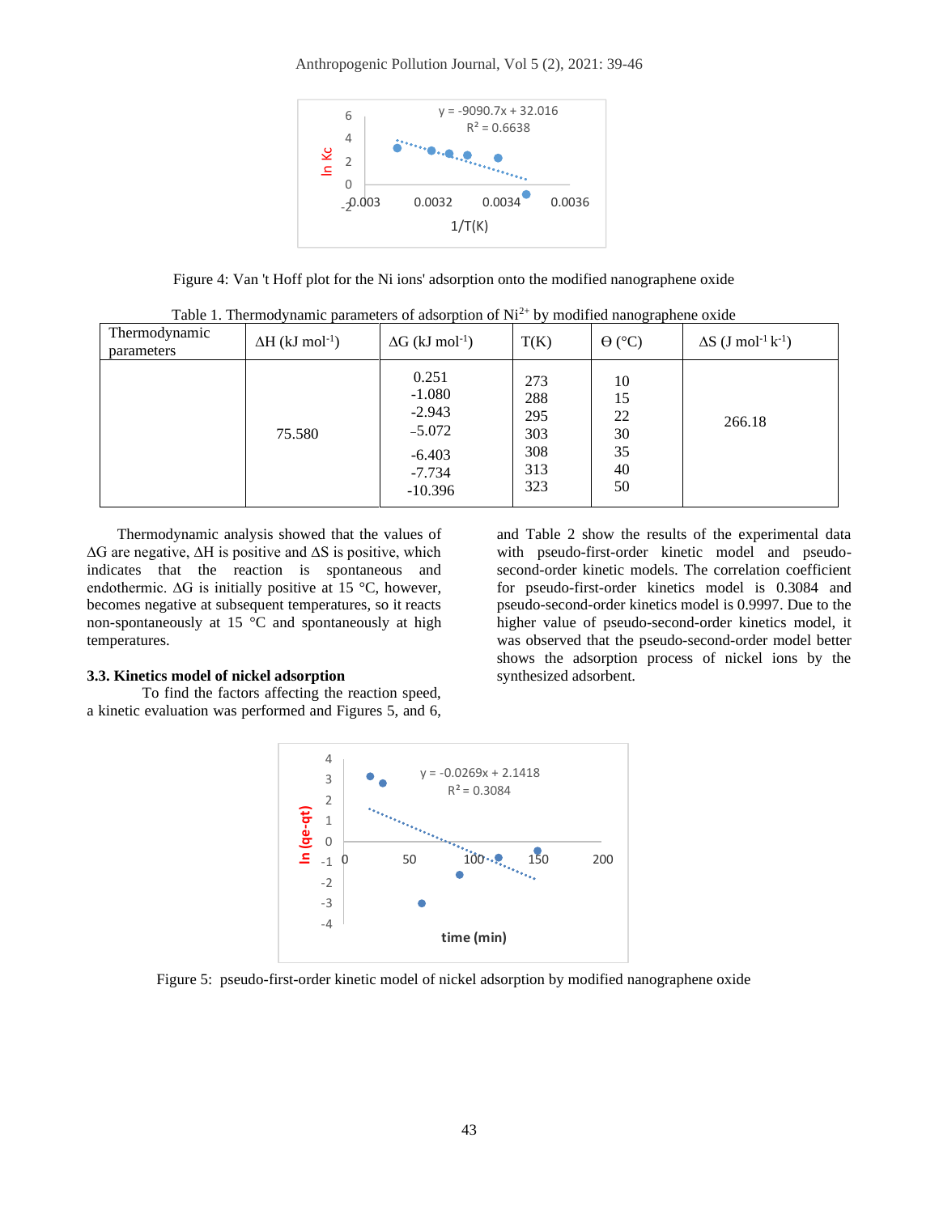Figure 4: Van 't Hoff plot for the Ni ions' adsorption onto the modified nanographene oxide

Table 1. Thermodynamic parameters of adsorption of $Ni^{2+}$ by modified nanographene oxide

| Thermodynamic parameters | ΔH (kJ $mol^{-1}$) | ΔG (kJ $mol^{-1}$) | T(K) | Θ (°C) | ΔS (J $mol^{-1}$ $k^{-1}$) |
|---|---|---|---|---|---|
| | 75.580 | 0.251 | 273 | 10 | 266.18 |
| | | -1.080 | 288 | 15 | |
| | | -2.943 | 295 | 22 | |
| | | -5.072 | 303 | 30 | |
| | | -6.403 | 308 | 35 | |
| | | -7.734 | 313 | 40 | |
| | | -10.396 | 323 | 50 | |

Thermodynamic analysis showed that the values of ΔG are negative, ΔH is positive and ΔS is positive, which indicates that the reaction is spontaneous and endothermic. ΔG is initially positive at 15 °C, however, becomes negative at subsequent temperatures, so it reacts non-spontaneously at 15 °C and spontaneously at high temperatures.

### 3.3. Kinetics model of nickel adsorption

To find the factors affecting the reaction speed, a kinetic evaluation was performed and Figures 5, and 6, and Table 2 show the results of the experimental data with pseudo-first-order kinetic model and pseudo-second-order kinetic models. The correlation coefficient for pseudo-first-order kinetics model is 0.3084 and pseudo-second-order kinetics model is 0.9997. Due to the higher value of pseudo-second-order kinetics model, it was observed that the pseudo-second-order model better shows the adsorption process of nickel ions by the synthesized adsorbent.

Figure 5: pseudo-first-order kinetic model of nickel adsorption by modified nanographene oxide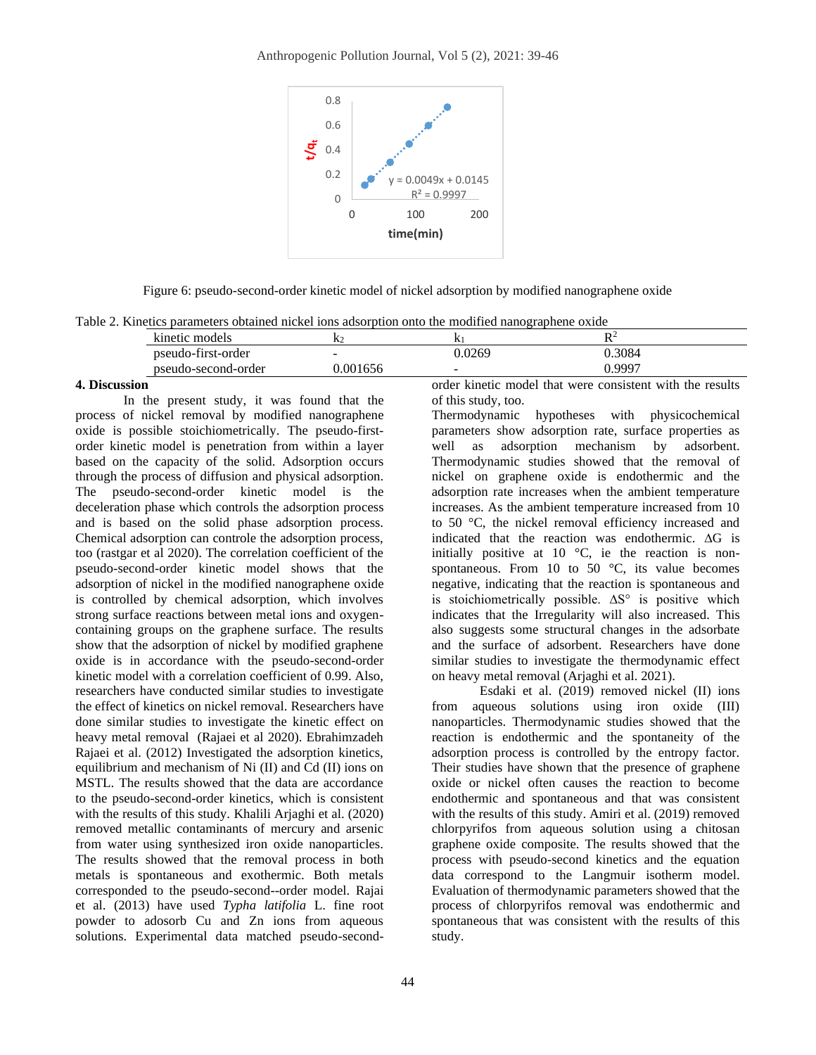Figure 6: pseudo-second-order kinetic model of nickel adsorption by modified nanographene oxide

Table 2. Kinetics parameters obtained nickel ions adsorption onto the modified nanographene oxide

| kinetic models | $k_2$ | $k_1$ | $R^2$ |
|---|---|---|---|
| pseudo-first-order | - | 0.0269 | 0.3084 |
| pseudo-second-order | 0.001656 | - | 0.9997 |

## 4. Discussion

In the present study, it was found that the process of nickel removal by modified nanographene oxide is possible stoichiometrically. The pseudo-first-order kinetic model is penetration from within a layer based on the capacity of the solid. Adsorption occurs through the process of diffusion and physical adsorption. The pseudo-second-order kinetic model is the deceleration phase which controls the adsorption process and is based on the solid phase adsorption process. Chemical adsorption can controle the adsorption process, too (rastgar et al 2020). The correlation coefficient of the pseudo-second-order kinetic model shows that the adsorption of nickel in the modified nanographene oxide is controlled by chemical adsorption, which involves strong surface reactions between metal ions and oxygen-containing groups on the graphene surface. The results show that the adsorption of nickel by modified graphene oxide is in accordance with the pseudo-second-order kinetic model with a correlation coefficient of 0.99. Also, researchers have conducted similar studies to investigate the effect of kinetics on nickel removal. Researchers have done similar studies to investigate the kinetic effect on heavy metal removal (Rajaei et al 2020). Ebrahimzadeh Rajaei et al. (2012) Investigated the adsorption kinetics, equilibrium and mechanism of Ni (II) and Cd (II) ions on MSTL. The results showed that the data are accordance to the pseudo-second-order kinetics, which is consistent with the results of this study. Khalili Arjaghi et al. (2020) removed metallic contaminants of mercury and arsenic from water using synthesized iron oxide nanoparticles. The results showed that the removal process in both metals is spontaneous and exothermic. Both metals corresponded to the pseudo-second--order model. Rajai et al. (2013) have used *Typha latifolia* L. fine root powder to adosorb Cu and Zn ions from aqueous solutions. Experimental data matched pseudo-second-order kinetic model that were consistent with the results of this study, too.

Thermodynamic hypotheses with physicochemical parameters show adsorption rate, surface properties as well as adsorption mechanism by adsorbent. Thermodynamic studies showed that the removal of nickel on graphene oxide is endothermic and the adsorption rate increases when the ambient temperature increases. As the ambient temperature increased from 10 to 50 °C, the nickel removal efficiency increased and indicated that the reaction was endothermic. ΔG is initially positive at 10 °C, ie the reaction is non-spontaneous. From 10 to 50 °C, its value becomes negative, indicating that the reaction is spontaneous and is stoichiometrically possible. ΔS° is positive which indicates that the Irregularity will also increased. This also suggests some structural changes in the adsorbate and the surface of adsorbent. Researchers have done similar studies to investigate the thermodynamic effect on heavy metal removal (Arjaghi et al. 2021).

Esdaki et al. (2019) removed nickel (II) ions from aqueous solutions using iron oxide (III) nanoparticles. Thermodynamic studies showed that the reaction is endothermic and the spontaneity of the adsorption process is controlled by the entropy factor. Their studies have shown that the presence of graphene oxide or nickel often causes the reaction to become endothermic and spontaneous and that was consistent with the results of this study. Amiri et al. (2019) removed chlorpyrifos from aqueous solution using a chitosan graphene oxide composite. The results showed that the process with pseudo-second kinetics and the equation data correspond to the Langmuir isotherm model. Evaluation of thermodynamic parameters showed that the process of chlorpyrifos removal was endothermic and spontaneous that was consistent with the results of this study.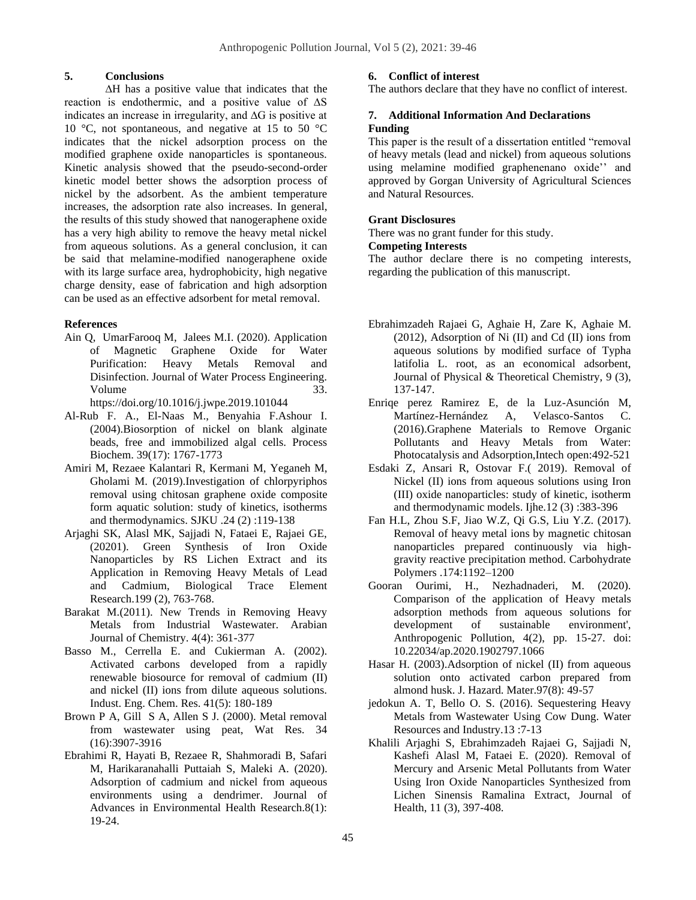## 5. Conclusions

ΔH has a positive value that indicates that the reaction is endothermic, and a positive value of ΔS indicates an increase in irregularity, and ΔG is positive at 10 °C, not spontaneous, and negative at 15 to 50 °C indicates that the nickel adsorption process on the modified graphene oxide nanoparticles is spontaneous. Kinetic analysis showed that the pseudo-second-order kinetic model better shows the adsorption process of nickel by the adsorbent. As the ambient temperature increases, the adsorption rate also increases. In general, the results of this study showed that nanogeraphene oxide has a very high ability to remove the heavy metal nickel from aqueous solutions. As a general conclusion, it can be said that melamine-modified nanogeraphene oxide with its large surface area, hydrophobicity, high negative charge density, ease of fabrication and high adsorption can be used as an effective adsorbent for metal removal.

## 6. Conflict of interest

The authors declare that they have no conflict of interest.

## 7. Additional Information And Declarations

**Funding**

This paper is the result of a dissertation entitled "removal of heavy metals (lead and nickel) from aqueous solutions using melamine modified graphenenano oxide'' and approved by Gorgan University of Agricultural Sciences and Natural Resources.

**Grant Disclosures**

There was no grant funder for this study.

**Competing Interests**

The author declare there is no competing interests, regarding the publication of this manuscript.

## References

Ain Q, UmarFarooq M, Jalees M.I. (2020). Application of Magnetic Graphene Oxide for Water Purification: Heavy Metals Removal and Disinfection. Journal of Water Process Engineering. Volume 33. https://doi.org/10.1016/j.jwpe.2019.101044

Al-Rub F. A., El-Naas M., Benyahia F.Ashour I. (2004).Biosorption of nickel on blank alginate beads, free and immobilized algal cells. Process Biochem. 39(17): 1767-1773

Amiri M, Rezaee Kalantari R, Kermani M, Yeganeh M, Gholami M. (2019).Investigation of chlorpyriphos removal using chitosan graphene oxide composite form aquatic solution: study of kinetics, isotherms and thermodynamics. SJKU .24 (2) :119-138

Arjaghi SK, Alasl MK, Sajjadi N, Fataei E, Rajaei GE, (20201). Green Synthesis of Iron Oxide Nanoparticles by RS Lichen Extract and its Application in Removing Heavy Metals of Lead and Cadmium, Biological Trace Element Research.199 (2), 763-768.

Barakat M.(2011). New Trends in Removing Heavy Metals from Industrial Wastewater. Arabian Journal of Chemistry. 4(4): 361-377

Basso M., Cerrella E. and Cukierman A. (2002). Activated carbons developed from a rapidly renewable biosource for removal of cadmium (II) and nickel (II) ions from dilute aqueous solutions. Indust. Eng. Chem. Res. 41(5): 180-189

Brown P A, Gill S A, Allen S J. (2000). Metal removal from wastewater using peat, Wat Res. 34 (16):3907-3916

Ebrahimi R, Hayati B, Rezaee R, Shahmoradi B, Safari M, Harikaranahalli Puttaiah S, Maleki A. (2020). Adsorption of cadmium and nickel from aqueous environments using a dendrimer. Journal of Advances in Environmental Health Research.8(1): 19-24.

Ebrahimzadeh Rajaei G, Aghaie H, Zare K, Aghaie M. (2012), Adsorption of Ni (II) and Cd (II) ions from aqueous solutions by modified surface of Typha latifolia L. root, as an economical adsorbent, Journal of Physical & Theoretical Chemistry, 9 (3), 137-147.

Enriqe perez Ramirez E, de la Luz-Asunción M, Martínez-Hernández A, Velasco-Santos C. (2016).Graphene Materials to Remove Organic Pollutants and Heavy Metals from Water: Photocatalysis and Adsorption,Intech open:492-521

Esdaki Z, Ansari R, Ostovar F.( 2019). Removal of Nickel (II) ions from aqueous solutions using Iron (III) oxide nanoparticles: study of kinetic, isotherm and thermodynamic models. Ijhe.12 (3) :383-396

Fan H.L, Zhou S.F, Jiao W.Z, Qi G.S, Liu Y.Z. (2017). Removal of heavy metal ions by magnetic chitosan nanoparticles prepared continuously via high-gravity reactive precipitation method. Carbohydrate Polymers .174:1192–1200

Gooran Ourimi, H., Nezhadnaderi, M. (2020). Comparison of the application of Heavy metals adsorption methods from aqueous solutions for development of sustainable environment', Anthropogenic Pollution, 4(2), pp. 15-27. doi: 10.22034/ap.2020.1902797.1066

Hasar H. (2003).Adsorption of nickel (II) from aqueous solution onto activated carbon prepared from almond husk. J. Hazard. Mater.97(8): 49-57

jedokun A. T, Bello O. S. (2016). Sequestering Heavy Metals from Wastewater Using Cow Dung. Water Resources and Industry.13 :7-13

Khalili Arjaghi S, Ebrahimzadeh Rajaei G, Sajjadi N, Kashefi Alasl M, Fataei E. (2020). Removal of Mercury and Arsenic Metal Pollutants from Water Using Iron Oxide Nanoparticles Synthesized from Lichen Sinensis Ramalina Extract, Journal of Health, 11 (3), 397-408.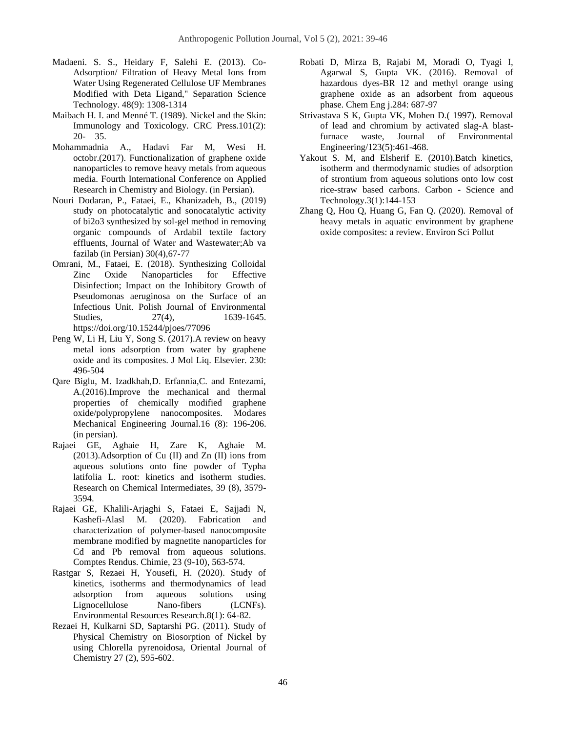Madaeni. S. S., Heidary F, Salehi E. (2013). Co-Adsorption/ Filtration of Heavy Metal Ions from Water Using Regenerated Cellulose UF Membranes Modified with Deta Ligand," Separation Science Technology. 48(9): 1308-1314

Maibach H. I. and Menné T. (1989). Nickel and the Skin: Immunology and Toxicology. CRC Press.101(2): 20- 35.

Mohammadnia A., Hadavi Far M, Wesi H. octobr.(2017). Functionalization of graphene oxide nanoparticles to remove heavy metals from aqueous media. Fourth International Conference on Applied Research in Chemistry and Biology. (in Persian).

Nouri Dodaran, P., Fataei, E., Khanizadeh, B., (2019) study on photocatalytic and sonocatalytic activity of bi2o3 synthesized by sol-gel method in removing organic compounds of Ardabil textile factory effluents, Journal of Water and Wastewater;Ab va fazilab (in Persian) 30(4),67-77

Omrani, M., Fataei, E. (2018). Synthesizing Colloidal Zinc Oxide Nanoparticles for Effective Disinfection; Impact on the Inhibitory Growth of Pseudomonas aeruginosa on the Surface of an Infectious Unit. Polish Journal of Environmental Studies, 27(4), 1639-1645. https://doi.org/10.15244/pjoes/77096

Peng W, Li H, Liu Y, Song S. (2017).A review on heavy metal ions adsorption from water by graphene oxide and its composites. J Mol Liq. Elsevier. 230: 496-504

Qare Biglu, M. Izadkhah,D. Erfannia,C. and Entezami, A.(2016).Improve the mechanical and thermal properties of chemically modified graphene oxide/polypropylene nanocomposites. Modares Mechanical Engineering Journal.16 (8): 196-206. (in persian).

Rajaei GE, Aghaie H, Zare K, Aghaie M. (2013).Adsorption of Cu (II) and Zn (II) ions from aqueous solutions onto fine powder of Typha latifolia L. root: kinetics and isotherm studies. Research on Chemical Intermediates, 39 (8), 3579-3594.

Rajaei GE, Khalili-Arjaghi S, Fataei E, Sajjadi N, Kashefi-Alasl M. (2020). Fabrication and characterization of polymer-based nanocomposite membrane modified by magnetite nanoparticles for Cd and Pb removal from aqueous solutions. Comptes Rendus. Chimie, 23 (9-10), 563-574.

Rastgar S, Rezaei H, Yousefi, H. (2020). Study of kinetics, isotherms and thermodynamics of lead adsorption from aqueous solutions using Lignocellulose Nano-fibers (LCNFs). Environmental Resources Research.8(1): 64-82.

Rezaei H, Kulkarni SD, Saptarshi PG. (2011). Study of Physical Chemistry on Biosorption of Nickel by using Chlorella pyrenoidosa, Oriental Journal of Chemistry 27 (2), 595-602.

Robati D, Mirza B, Rajabi M, Moradi O, Tyagi I, Agarwal S, Gupta VK. (2016). Removal of hazardous dyes-BR 12 and methyl orange using graphene oxide as an adsorbent from aqueous phase. Chem Eng j.284: 687-97

Strivastava S K, Gupta VK, Mohen D.( 1997). Removal of lead and chromium by activated slag-A blast-furnace waste, Journal of Environmental Engineering/123(5):461-468.

Yakout S. M, and Elsherif E. (2010).Batch kinetics, isotherm and thermodynamic studies of adsorption of strontium from aqueous solutions onto low cost rice-straw based carbons. Carbon - Science and Technology.3(1):144-153

Zhang Q, Hou Q, Huang G, Fan Q. (2020). Removal of heavy metals in aquatic environment by graphene oxide composites: a review. Environ Sci Pollut